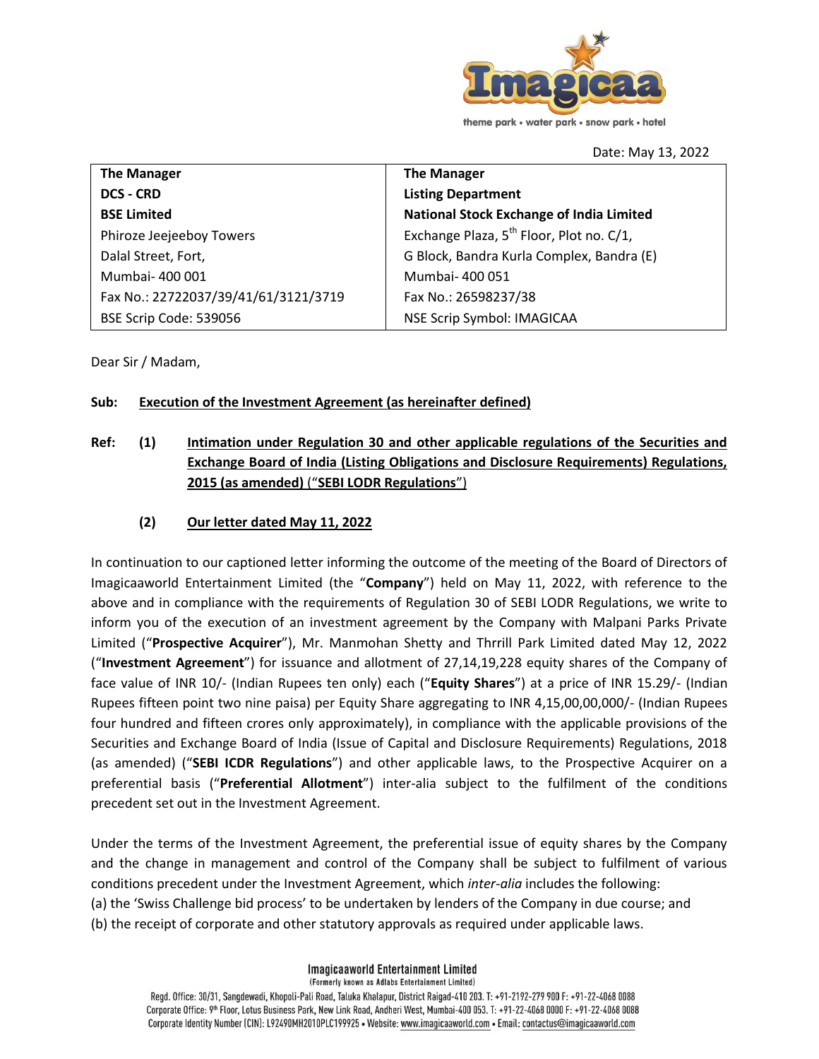Date: May 13, 2022

| The Manager | The Manager |
| --- | --- |
| **DCS - CRD** | **Listing Department** |
| **BSE Limited** | **National Stock Exchange of India Limited** |
| Phiroze Jeejeeboy Towers | Exchange Plaza, 5th Floor, Plot no. C/1, |
| Dalal Street, Fort, | G Block, Bandra Kurla Complex, Bandra (E) |
| Mumbai- 400 001 | Mumbai- 400 051 |
| Fax No.: 22722037/39/41/61/3121/3719 | Fax No.: 26598237/38 |
| BSE Scrip Code: 539056 | NSE Scrip Symbol: IMAGICAA |

Dear Sir / Madam,

**Sub: Execution of the Investment Agreement (as hereinafter defined)**

**Ref: (1) Intimation under Regulation 30 and other applicable regulations of the Securities and Exchange Board of India (Listing Obligations and Disclosure Requirements) Regulations, 2015 (as amended) ("SEBI LODR Regulations")**

**(2) Our letter dated May 11, 2022**

In continuation to our captioned letter informing the outcome of the meeting of the Board of Directors of Imagicaaworld Entertainment Limited (the "**Company**") held on May 11, 2022, with reference to the above and in compliance with the requirements of Regulation 30 of SEBI LODR Regulations, we write to inform you of the execution of an investment agreement by the Company with Malpani Parks Private Limited ("**Prospective Acquirer**"), Mr. Manmohan Shetty and Thrrill Park Limited dated May 12, 2022 ("**Investment Agreement**") for issuance and allotment of 27,14,19,228 equity shares of the Company of face value of INR 10/- (Indian Rupees ten only) each ("**Equity Shares**") at a price of INR 15.29/- (Indian Rupees fifteen point two nine paisa) per Equity Share aggregating to INR 4,15,00,00,000/- (Indian Rupees four hundred and fifteen crores only approximately), in compliance with the applicable provisions of the Securities and Exchange Board of India (Issue of Capital and Disclosure Requirements) Regulations, 2018 (as amended) ("**SEBI ICDR Regulations**") and other applicable laws, to the Prospective Acquirer on a preferential basis ("**Preferential Allotment**") inter-alia subject to the fulfilment of the conditions precedent set out in the Investment Agreement.

Under the terms of the Investment Agreement, the preferential issue of equity shares by the Company and the change in management and control of the Company shall be subject to fulfilment of various conditions precedent under the Investment Agreement, which *inter-alia* includes the following:

(a) the 'Swiss Challenge bid process' to be undertaken by lenders of the Company in due course; and

(b) the receipt of corporate and other statutory approvals as required under applicable laws.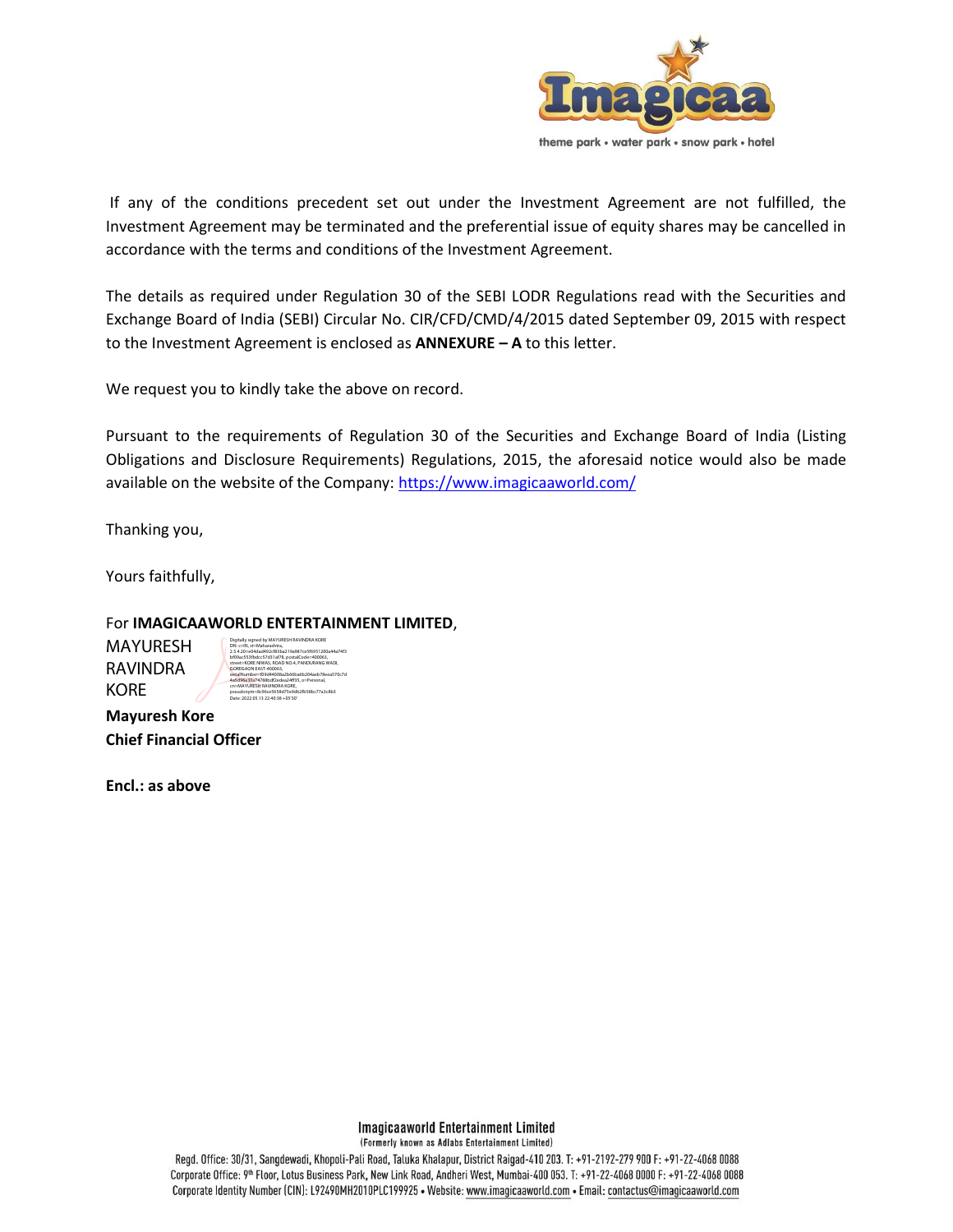If any of the conditions precedent set out under the Investment Agreement are not fulfilled, the Investment Agreement may be terminated and the preferential issue of equity shares may be cancelled in accordance with the terms and conditions of the Investment Agreement.

The details as required under Regulation 30 of the SEBI LODR Regulations read with the Securities and Exchange Board of India (SEBI) Circular No. CIR/CFD/CMD/4/2015 dated September 09, 2015 with respect to the Investment Agreement is enclosed as **ANNEXURE – A** to this letter.

We request you to kindly take the above on record.

Pursuant to the requirements of Regulation 30 of the Securities and Exchange Board of India (Listing Obligations and Disclosure Requirements) Regulations, 2015, the aforesaid notice would also be made available on the website of the Company: https://www.imagicaaworld.com/

Thanking you,

Yours faithfully,

For **IMAGICAAWORLD ENTERTAINMENT LIMITED**,

MAYURESH RAVINDRA KORE

Digitally signed by MAYURESH RAVINDRA KORE
Date: 2022.05.13 22:40:38 +05'30'

**Mayuresh Kore**
**Chief Financial Officer**

**Encl.: as above**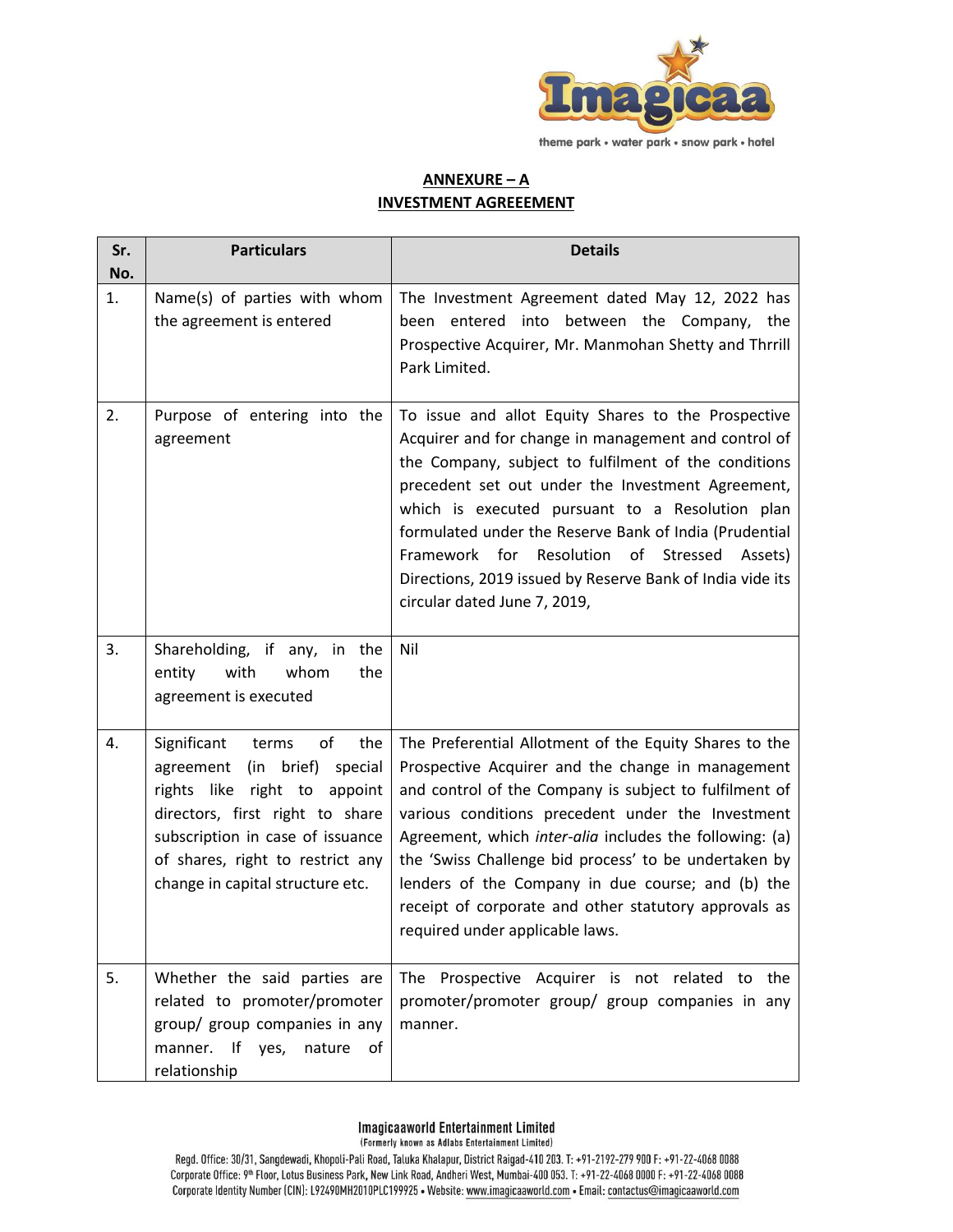## ANNEXURE – A

## INVESTMENT AGREEEMENT

| Sr. No. | Particulars | Details |
|---|---|---|
| 1. | Name(s) of parties with whom the agreement is entered | The Investment Agreement dated May 12, 2022 has been entered into between the Company, the Prospective Acquirer, Mr. Manmohan Shetty and Thrrill Park Limited. |
| 2. | Purpose of entering into the agreement | To issue and allot Equity Shares to the Prospective Acquirer and for change in management and control of the Company, subject to fulfilment of the conditions precedent set out under the Investment Agreement, which is executed pursuant to a Resolution plan formulated under the Reserve Bank of India (Prudential Framework for Resolution of Stressed Assets) Directions, 2019 issued by Reserve Bank of India vide its circular dated June 7, 2019, |
| 3. | Shareholding, if any, in the entity with whom the agreement is executed | Nil |
| 4. | Significant terms of the agreement (in brief) special rights like right to appoint directors, first right to share subscription in case of issuance of shares, right to restrict any change in capital structure etc. | The Preferential Allotment of the Equity Shares to the Prospective Acquirer and the change in management and control of the Company is subject to fulfilment of various conditions precedent under the Investment Agreement, which *inter-alia* includes the following: (a) the 'Swiss Challenge bid process' to be undertaken by lenders of the Company in due course; and (b) the receipt of corporate and other statutory approvals as required under applicable laws. |
| 5. | Whether the said parties are related to promoter/promoter group/ group companies in any manner. If yes, nature of relationship | The Prospective Acquirer is not related to the promoter/promoter group/ group companies in any manner. |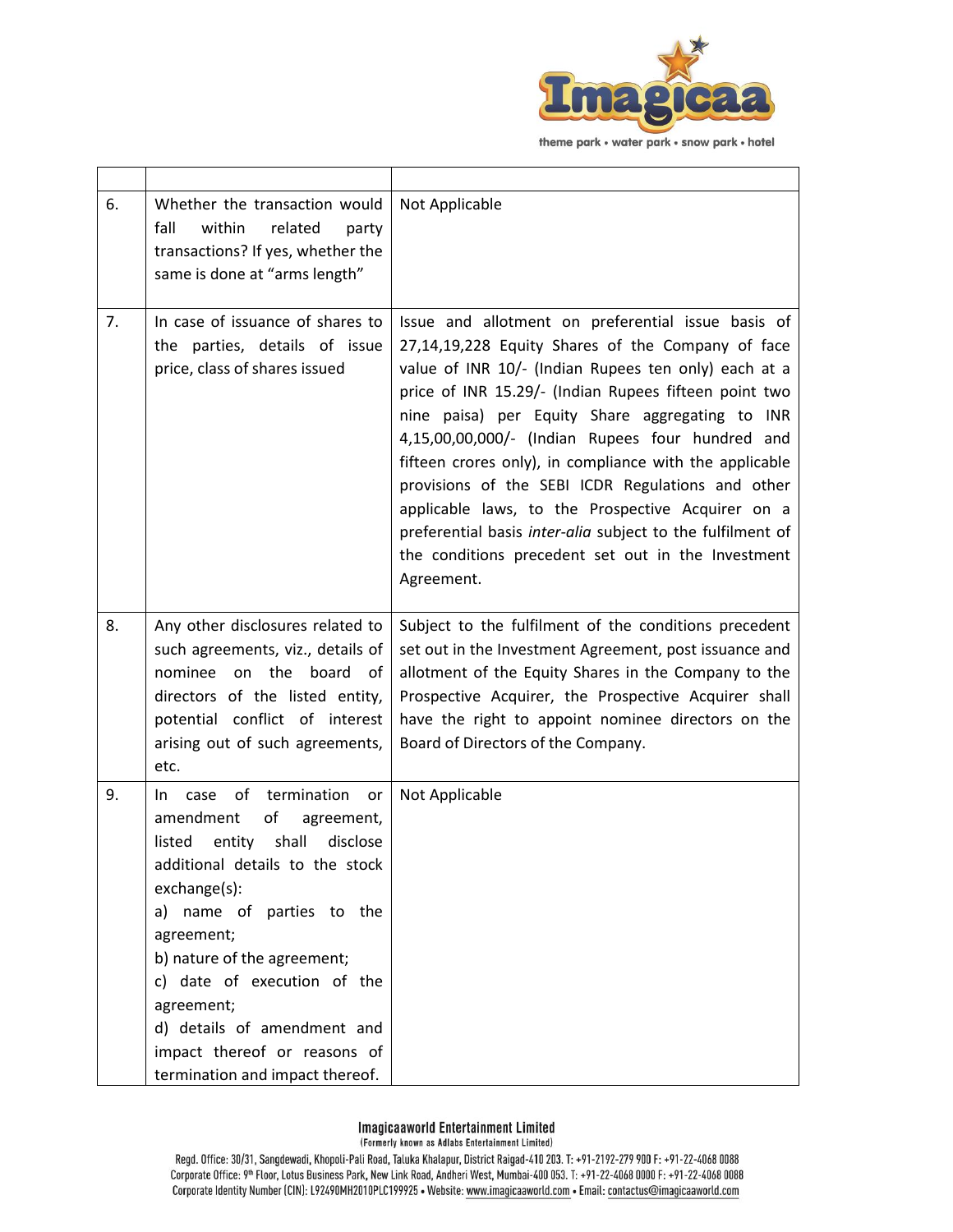| | | |
|---|---|---|
| 6. | Whether the transaction would fall within related party transactions? If yes, whether the same is done at "arms length" | Not Applicable |
| 7. | In case of issuance of shares to the parties, details of issue price, class of shares issued | Issue and allotment on preferential issue basis of 27,14,19,228 Equity Shares of the Company of face value of INR 10/- (Indian Rupees ten only) each at a price of INR 15.29/- (Indian Rupees fifteen point two nine paisa) per Equity Share aggregating to INR 4,15,00,00,000/- (Indian Rupees four hundred and fifteen crores only), in compliance with the applicable provisions of the SEBI ICDR Regulations and other applicable laws, to the Prospective Acquirer on a preferential basis *inter-alia* subject to the fulfilment of the conditions precedent set out in the Investment Agreement. |
| 8. | Any other disclosures related to such agreements, viz., details of nominee on the board of directors of the listed entity, potential conflict of interest arising out of such agreements, etc. | Subject to the fulfilment of the conditions precedent set out in the Investment Agreement, post issuance and allotment of the Equity Shares in the Company to the Prospective Acquirer, the Prospective Acquirer shall have the right to appoint nominee directors on the Board of Directors of the Company. |
| 9. | In case of termination or amendment of agreement, listed entity shall disclose additional details to the stock exchange(s):<br>a) name of parties to the agreement;<br>b) nature of the agreement;<br>c) date of execution of the agreement;<br>d) details of amendment and impact thereof or reasons of termination and impact thereof. | Not Applicable |